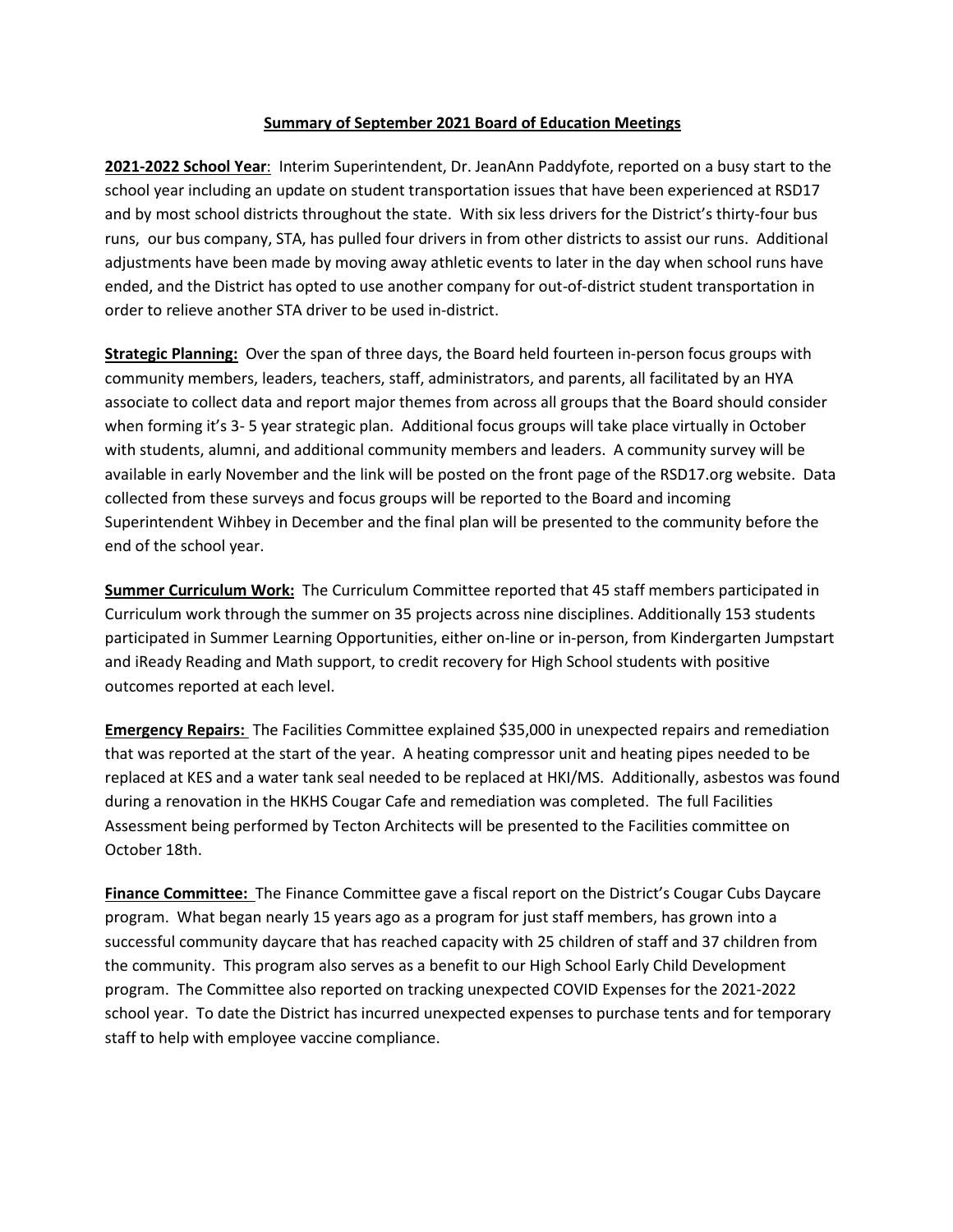# Summary of September 2021 Board of Education Meetings

**2021-2022 School Year**: Interim Superintendent, Dr. JeanAnn Paddyfote, reported on a busy start to the school year including an update on student transportation issues that have been experienced at RSD17 and by most school districts throughout the state. With six less drivers for the District's thirty-four bus runs, our bus company, STA, has pulled four drivers in from other districts to assist our runs. Additional adjustments have been made by moving away athletic events to later in the day when school runs have ended, and the District has opted to use another company for out-of-district student transportation in order to relieve another STA driver to be used in-district.

**Strategic Planning:** Over the span of three days, the Board held fourteen in-person focus groups with community members, leaders, teachers, staff, administrators, and parents, all facilitated by an HYA associate to collect data and report major themes from across all groups that the Board should consider when forming it's 3- 5 year strategic plan. Additional focus groups will take place virtually in October with students, alumni, and additional community members and leaders. A community survey will be available in early November and the link will be posted on the front page of the RSD17.org website. Data collected from these surveys and focus groups will be reported to the Board and incoming Superintendent Wihbey in December and the final plan will be presented to the community before the end of the school year.

**Summer Curriculum Work:** The Curriculum Committee reported that 45 staff members participated in Curriculum work through the summer on 35 projects across nine disciplines. Additionally 153 students participated in Summer Learning Opportunities, either on-line or in-person, from Kindergarten Jumpstart and iReady Reading and Math support, to credit recovery for High School students with positive outcomes reported at each level.

**Emergency Repairs:** The Facilities Committee explained $35,000 in unexpected repairs and remediation that was reported at the start of the year. A heating compressor unit and heating pipes needed to be replaced at KES and a water tank seal needed to be replaced at HKI/MS. Additionally, asbestos was found during a renovation in the HKHS Cougar Cafe and remediation was completed. The full Facilities Assessment being performed by Tecton Architects will be presented to the Facilities committee on October 18th.

**Finance Committee:** The Finance Committee gave a fiscal report on the District's Cougar Cubs Daycare program. What began nearly 15 years ago as a program for just staff members, has grown into a successful community daycare that has reached capacity with 25 children of staff and 37 children from the community. This program also serves as a benefit to our High School Early Child Development program. The Committee also reported on tracking unexpected COVID Expenses for the 2021-2022 school year. To date the District has incurred unexpected expenses to purchase tents and for temporary staff to help with employee vaccine compliance.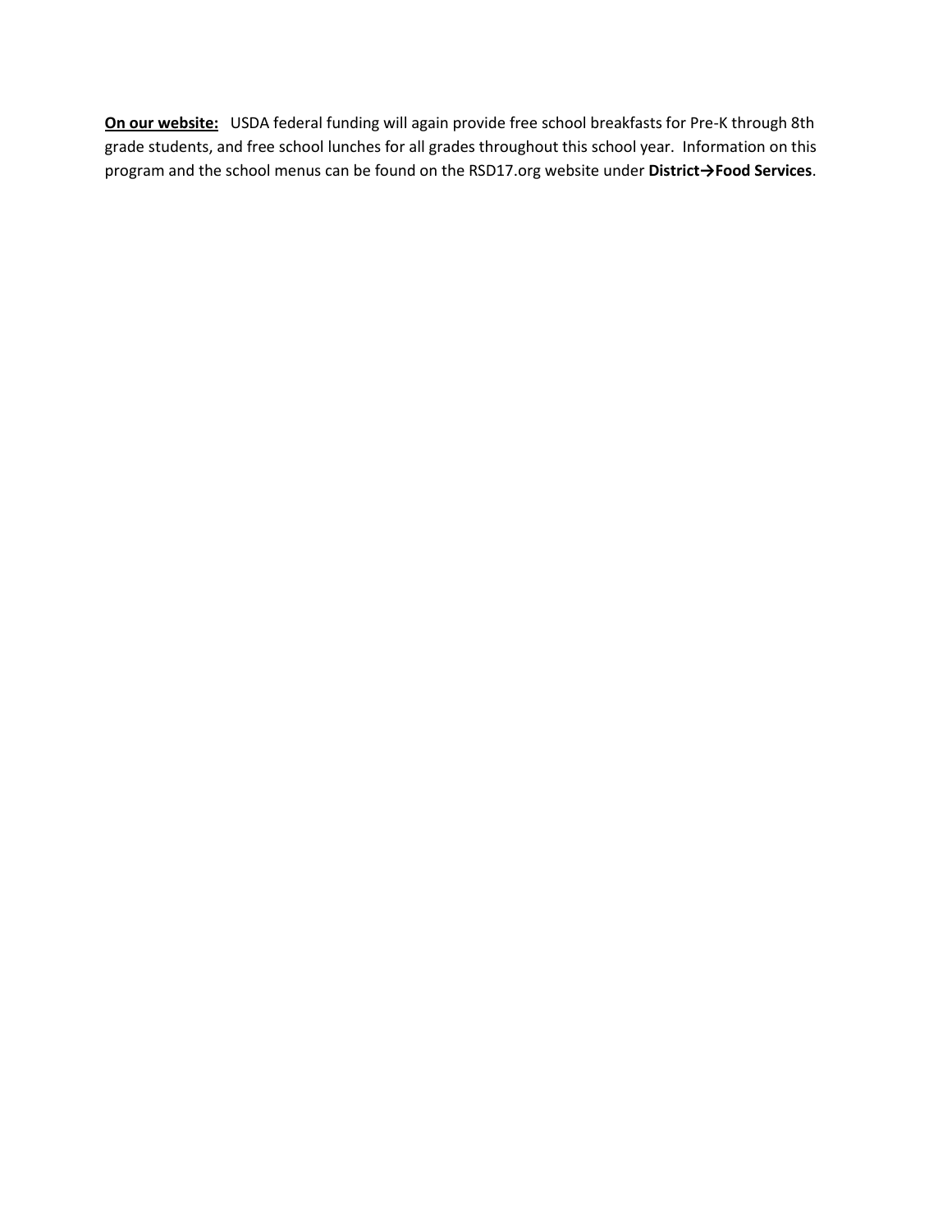**<u>On our website:</u>** USDA federal funding will again provide free school breakfasts for Pre-K through 8th grade students, and free school lunches for all grades throughout this school year. Information on this program and the school menus can be found on the RSD17.org website under **District→Food Services**.